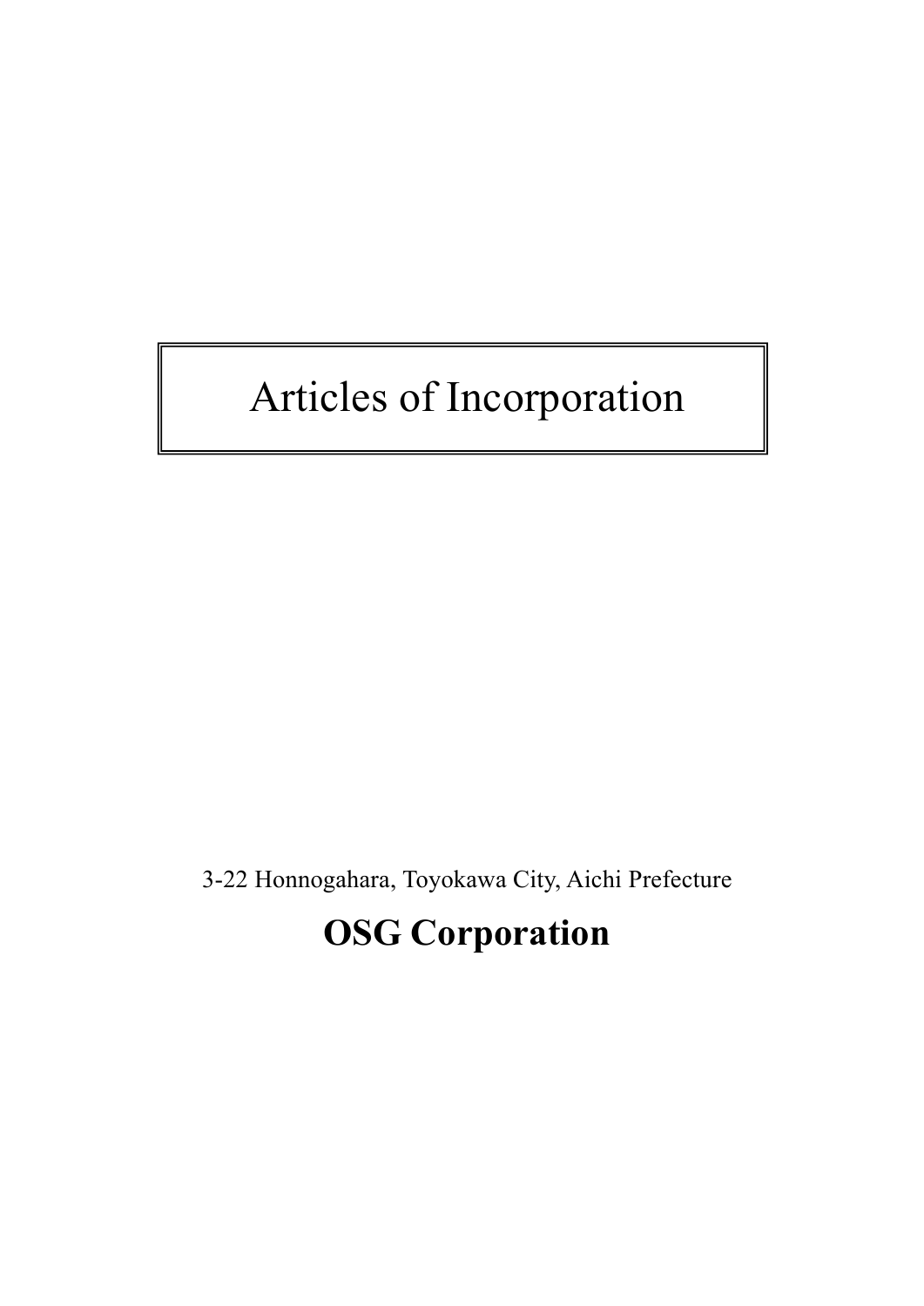# Articles of Incorporation

3-22 Honnogahara, Toyokawa City, Aichi Prefecture

**OSG Corporation**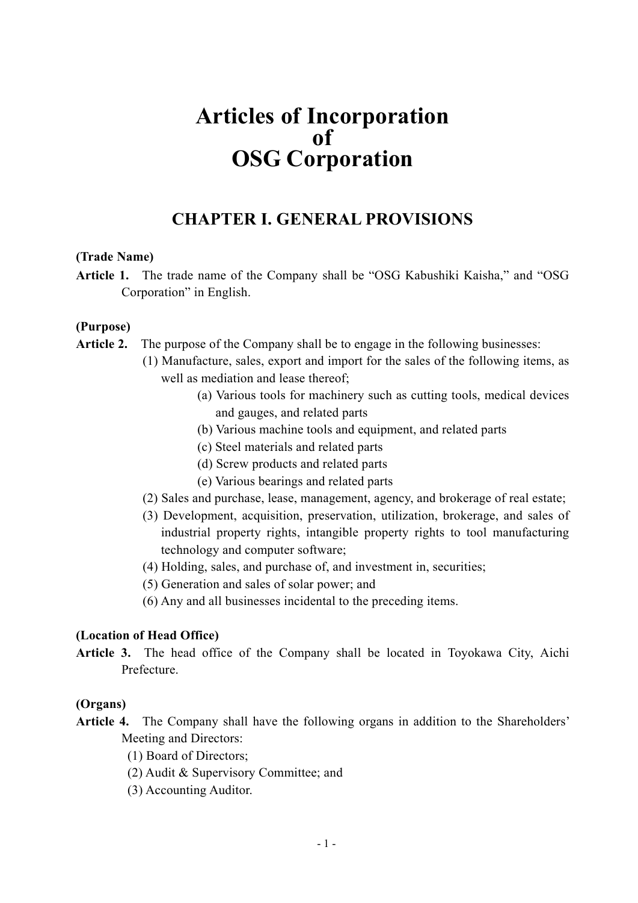# Articles of Incorporation of OSG Corporation

## CHAPTER I. GENERAL PROVISIONS

**(Trade Name)**

**Article 1.** The trade name of the Company shall be "OSG Kabushiki Kaisha," and "OSG Corporation" in English.

**(Purpose)**

**Article 2.** The purpose of the Company shall be to engage in the following businesses:

(1) Manufacture, sales, export and import for the sales of the following items, as well as mediation and lease thereof;

(a) Various tools for machinery such as cutting tools, medical devices and gauges, and related parts

(b) Various machine tools and equipment, and related parts

(c) Steel materials and related parts

(d) Screw products and related parts

(e) Various bearings and related parts

(2) Sales and purchase, lease, management, agency, and brokerage of real estate;

(3) Development, acquisition, preservation, utilization, brokerage, and sales of industrial property rights, intangible property rights to tool manufacturing technology and computer software;

(4) Holding, sales, and purchase of, and investment in, securities;

(5) Generation and sales of solar power; and

(6) Any and all businesses incidental to the preceding items.

**(Location of Head Office)**

**Article 3.** The head office of the Company shall be located in Toyokawa City, Aichi Prefecture.

**(Organs)**

**Article 4.** The Company shall have the following organs in addition to the Shareholders' Meeting and Directors:

(1) Board of Directors;

(2) Audit & Supervisory Committee; and

(3) Accounting Auditor.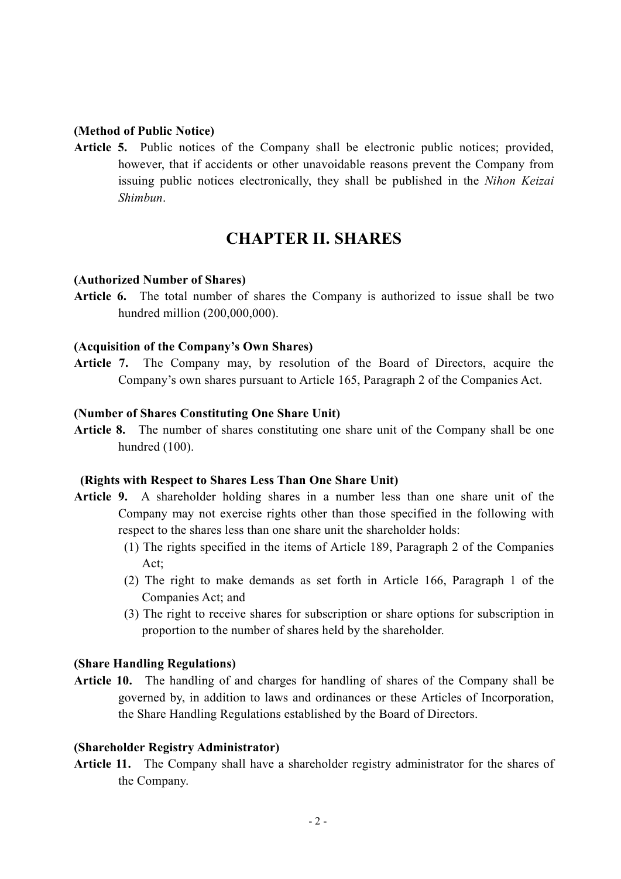**(Method of Public Notice)**

**Article 5.** Public notices of the Company shall be electronic public notices; provided, however, that if accidents or other unavoidable reasons prevent the Company from issuing public notices electronically, they shall be published in the *Nihon Keizai Shimbun*.

## CHAPTER II. SHARES

**(Authorized Number of Shares)**

**Article 6.** The total number of shares the Company is authorized to issue shall be two hundred million (200,000,000).

**(Acquisition of the Company's Own Shares)**

**Article 7.** The Company may, by resolution of the Board of Directors, acquire the Company's own shares pursuant to Article 165, Paragraph 2 of the Companies Act.

**(Number of Shares Constituting One Share Unit)**

**Article 8.** The number of shares constituting one share unit of the Company shall be one hundred (100).

**(Rights with Respect to Shares Less Than One Share Unit)**

**Article 9.** A shareholder holding shares in a number less than one share unit of the Company may not exercise rights other than those specified in the following with respect to the shares less than one share unit the shareholder holds:

(1) The rights specified in the items of Article 189, Paragraph 2 of the Companies Act;

(2) The right to make demands as set forth in Article 166, Paragraph 1 of the Companies Act; and

(3) The right to receive shares for subscription or share options for subscription in proportion to the number of shares held by the shareholder.

**(Share Handling Regulations)**

**Article 10.** The handling of and charges for handling of shares of the Company shall be governed by, in addition to laws and ordinances or these Articles of Incorporation, the Share Handling Regulations established by the Board of Directors.

**(Shareholder Registry Administrator)**

**Article 11.** The Company shall have a shareholder registry administrator for the shares of the Company.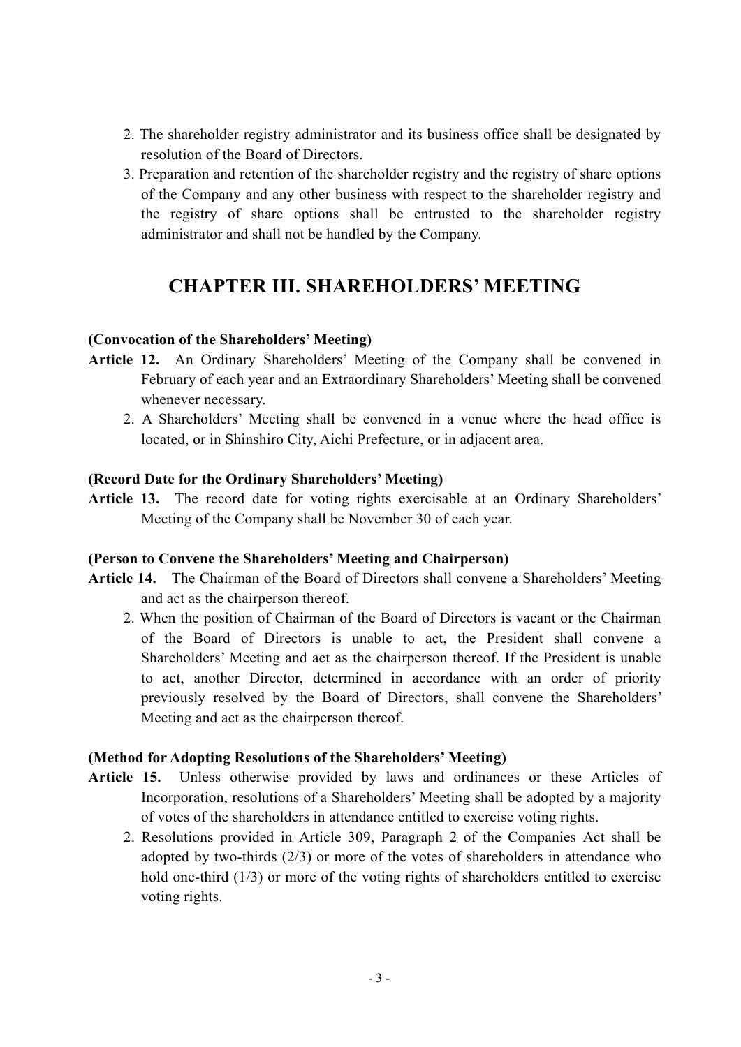2. The shareholder registry administrator and its business office shall be designated by resolution of the Board of Directors.

3. Preparation and retention of the shareholder registry and the registry of share options of the Company and any other business with respect to the shareholder registry and the registry of share options shall be entrusted to the shareholder registry administrator and shall not be handled by the Company.

## CHAPTER III. SHAREHOLDERS' MEETING

**(Convocation of the Shareholders' Meeting)**

**Article 12.** An Ordinary Shareholders' Meeting of the Company shall be convened in February of each year and an Extraordinary Shareholders' Meeting shall be convened whenever necessary.

2. A Shareholders' Meeting shall be convened in a venue where the head office is located, or in Shinshiro City, Aichi Prefecture, or in adjacent area.

**(Record Date for the Ordinary Shareholders' Meeting)**

**Article 13.** The record date for voting rights exercisable at an Ordinary Shareholders' Meeting of the Company shall be November 30 of each year.

**(Person to Convene the Shareholders' Meeting and Chairperson)**

**Article 14.** The Chairman of the Board of Directors shall convene a Shareholders' Meeting and act as the chairperson thereof.

2. When the position of Chairman of the Board of Directors is vacant or the Chairman of the Board of Directors is unable to act, the President shall convene a Shareholders' Meeting and act as the chairperson thereof. If the President is unable to act, another Director, determined in accordance with an order of priority previously resolved by the Board of Directors, shall convene the Shareholders' Meeting and act as the chairperson thereof.

**(Method for Adopting Resolutions of the Shareholders' Meeting)**

**Article 15.** Unless otherwise provided by laws and ordinances or these Articles of Incorporation, resolutions of a Shareholders' Meeting shall be adopted by a majority of votes of the shareholders in attendance entitled to exercise voting rights.

2. Resolutions provided in Article 309, Paragraph 2 of the Companies Act shall be adopted by two-thirds (2/3) or more of the votes of shareholders in attendance who hold one-third (1/3) or more of the voting rights of shareholders entitled to exercise voting rights.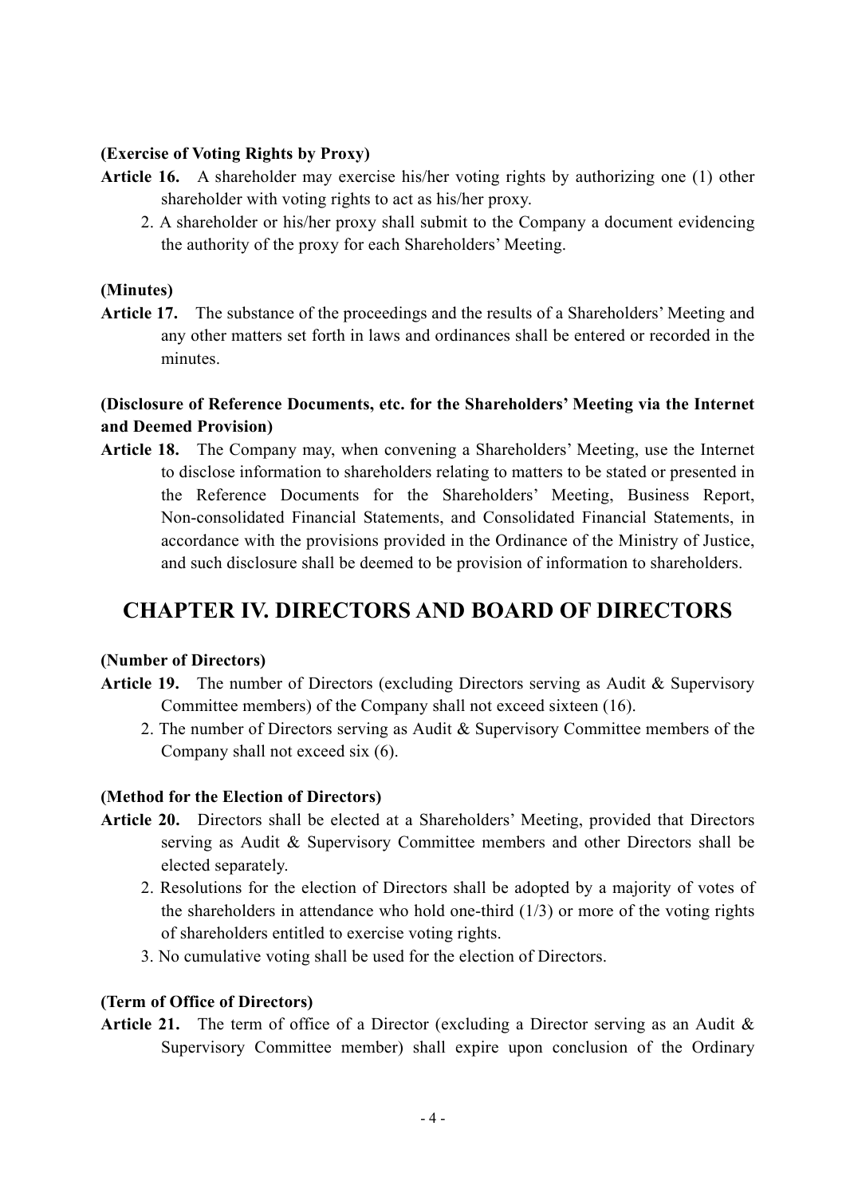**(Exercise of Voting Rights by Proxy)**

**Article 16.** A shareholder may exercise his/her voting rights by authorizing one (1) other shareholder with voting rights to act as his/her proxy.

2. A shareholder or his/her proxy shall submit to the Company a document evidencing the authority of the proxy for each Shareholders' Meeting.

**(Minutes)**

**Article 17.** The substance of the proceedings and the results of a Shareholders' Meeting and any other matters set forth in laws and ordinances shall be entered or recorded in the minutes.

**(Disclosure of Reference Documents, etc. for the Shareholders' Meeting via the Internet and Deemed Provision)**

**Article 18.** The Company may, when convening a Shareholders' Meeting, use the Internet to disclose information to shareholders relating to matters to be stated or presented in the Reference Documents for the Shareholders' Meeting, Business Report, Non-consolidated Financial Statements, and Consolidated Financial Statements, in accordance with the provisions provided in the Ordinance of the Ministry of Justice, and such disclosure shall be deemed to be provision of information to shareholders.

## CHAPTER IV. DIRECTORS AND BOARD OF DIRECTORS

**(Number of Directors)**

**Article 19.** The number of Directors (excluding Directors serving as Audit & Supervisory Committee members) of the Company shall not exceed sixteen (16).

2. The number of Directors serving as Audit & Supervisory Committee members of the Company shall not exceed six (6).

**(Method for the Election of Directors)**

**Article 20.** Directors shall be elected at a Shareholders' Meeting, provided that Directors serving as Audit & Supervisory Committee members and other Directors shall be elected separately.

2. Resolutions for the election of Directors shall be adopted by a majority of votes of the shareholders in attendance who hold one-third (1/3) or more of the voting rights of shareholders entitled to exercise voting rights.

3. No cumulative voting shall be used for the election of Directors.

**(Term of Office of Directors)**

**Article 21.** The term of office of a Director (excluding a Director serving as an Audit & Supervisory Committee member) shall expire upon conclusion of the Ordinary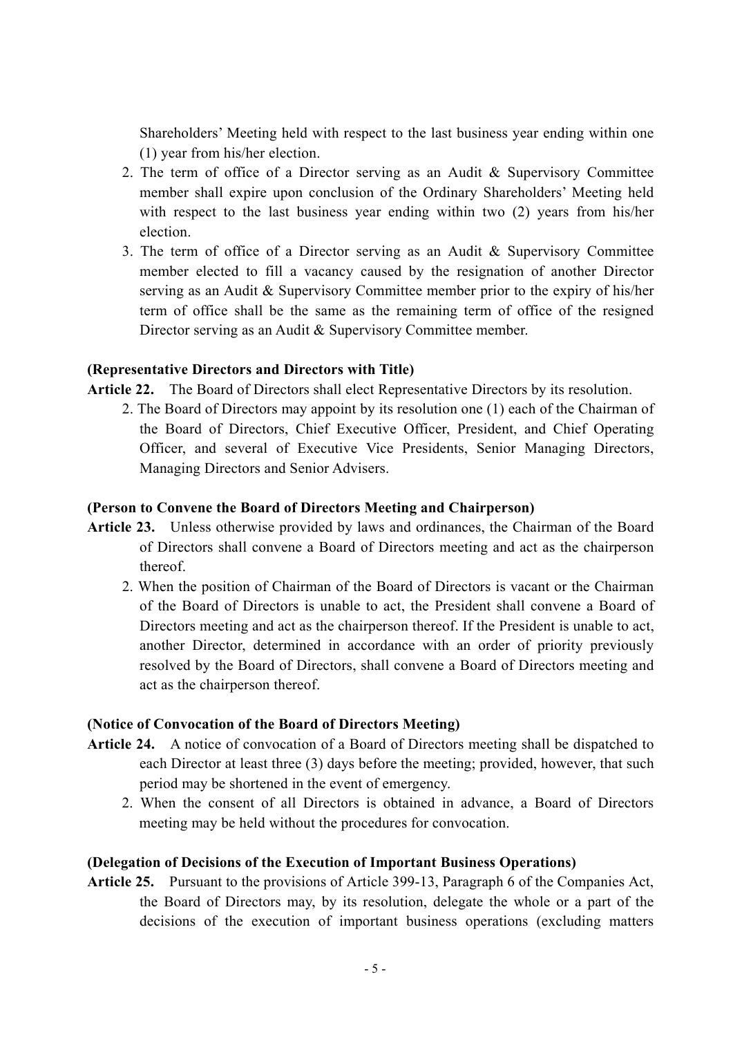Shareholders' Meeting held with respect to the last business year ending within one (1) year from his/her election.

2. The term of office of a Director serving as an Audit & Supervisory Committee member shall expire upon conclusion of the Ordinary Shareholders' Meeting held with respect to the last business year ending within two (2) years from his/her election.
3. The term of office of a Director serving as an Audit & Supervisory Committee member elected to fill a vacancy caused by the resignation of another Director serving as an Audit & Supervisory Committee member prior to the expiry of his/her term of office shall be the same as the remaining term of office of the resigned Director serving as an Audit & Supervisory Committee member.

**(Representative Directors and Directors with Title)**

**Article 22.** The Board of Directors shall elect Representative Directors by its resolution.

2. The Board of Directors may appoint by its resolution one (1) each of the Chairman of the Board of Directors, Chief Executive Officer, President, and Chief Operating Officer, and several of Executive Vice Presidents, Senior Managing Directors, Managing Directors and Senior Advisers.

**(Person to Convene the Board of Directors Meeting and Chairperson)**

**Article 23.** Unless otherwise provided by laws and ordinances, the Chairman of the Board of Directors shall convene a Board of Directors meeting and act as the chairperson thereof.

2. When the position of Chairman of the Board of Directors is vacant or the Chairman of the Board of Directors is unable to act, the President shall convene a Board of Directors meeting and act as the chairperson thereof. If the President is unable to act, another Director, determined in accordance with an order of priority previously resolved by the Board of Directors, shall convene a Board of Directors meeting and act as the chairperson thereof.

**(Notice of Convocation of the Board of Directors Meeting)**

**Article 24.** A notice of convocation of a Board of Directors meeting shall be dispatched to each Director at least three (3) days before the meeting; provided, however, that such period may be shortened in the event of emergency.

2. When the consent of all Directors is obtained in advance, a Board of Directors meeting may be held without the procedures for convocation.

**(Delegation of Decisions of the Execution of Important Business Operations)**

**Article 25.** Pursuant to the provisions of Article 399-13, Paragraph 6 of the Companies Act, the Board of Directors may, by its resolution, delegate the whole or a part of the decisions of the execution of important business operations (excluding matters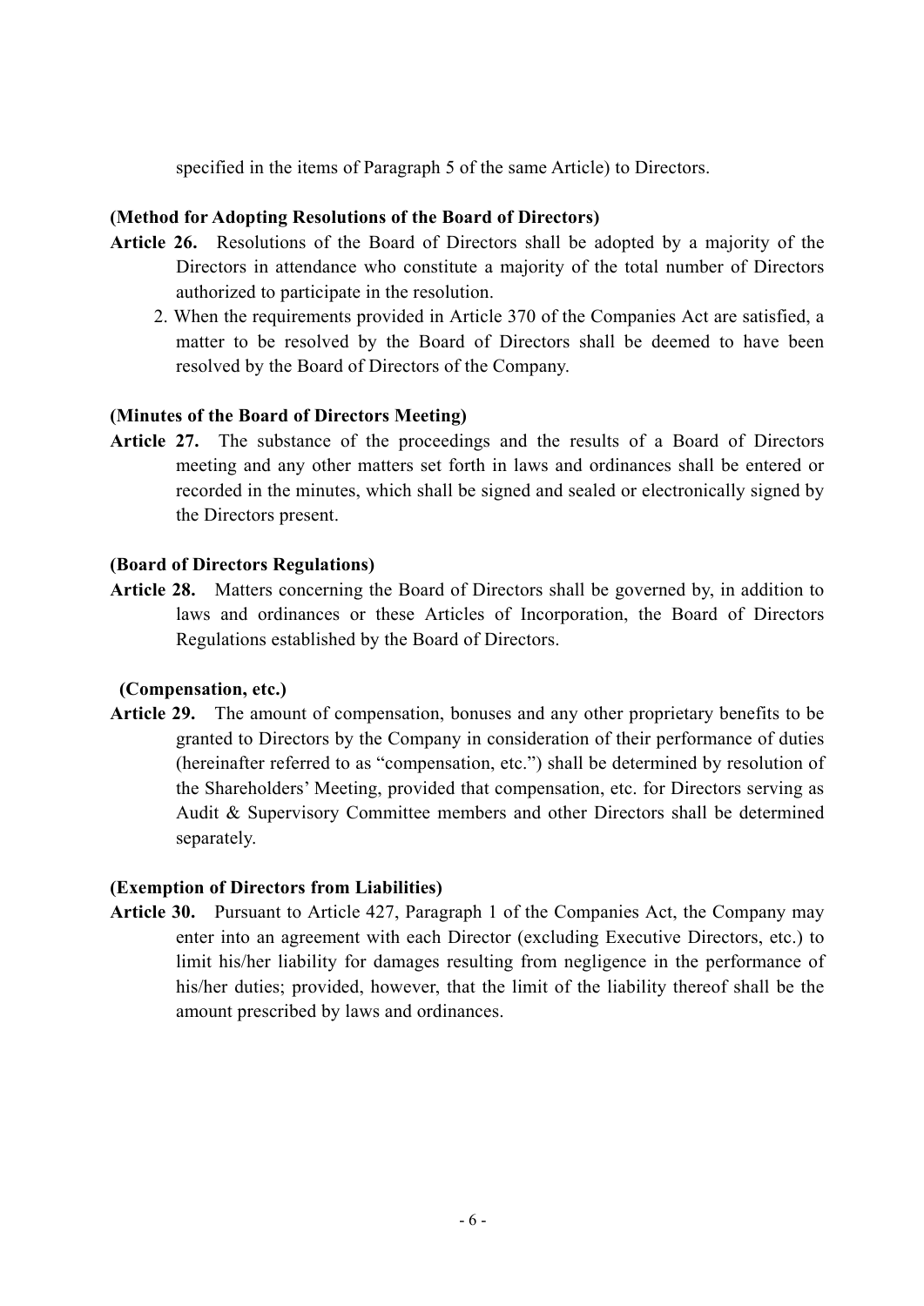specified in the items of Paragraph 5 of the same Article) to Directors.

**(Method for Adopting Resolutions of the Board of Directors)**

**Article 26.** Resolutions of the Board of Directors shall be adopted by a majority of the Directors in attendance who constitute a majority of the total number of Directors authorized to participate in the resolution.

2. When the requirements provided in Article 370 of the Companies Act are satisfied, a matter to be resolved by the Board of Directors shall be deemed to have been resolved by the Board of Directors of the Company.

**(Minutes of the Board of Directors Meeting)**

**Article 27.** The substance of the proceedings and the results of a Board of Directors meeting and any other matters set forth in laws and ordinances shall be entered or recorded in the minutes, which shall be signed and sealed or electronically signed by the Directors present.

**(Board of Directors Regulations)**

**Article 28.** Matters concerning the Board of Directors shall be governed by, in addition to laws and ordinances or these Articles of Incorporation, the Board of Directors Regulations established by the Board of Directors.

**(Compensation, etc.)**

**Article 29.** The amount of compensation, bonuses and any other proprietary benefits to be granted to Directors by the Company in consideration of their performance of duties (hereinafter referred to as "compensation, etc.") shall be determined by resolution of the Shareholders' Meeting, provided that compensation, etc. for Directors serving as Audit & Supervisory Committee members and other Directors shall be determined separately.

**(Exemption of Directors from Liabilities)**

**Article 30.** Pursuant to Article 427, Paragraph 1 of the Companies Act, the Company may enter into an agreement with each Director (excluding Executive Directors, etc.) to limit his/her liability for damages resulting from negligence in the performance of his/her duties; provided, however, that the limit of the liability thereof shall be the amount prescribed by laws and ordinances.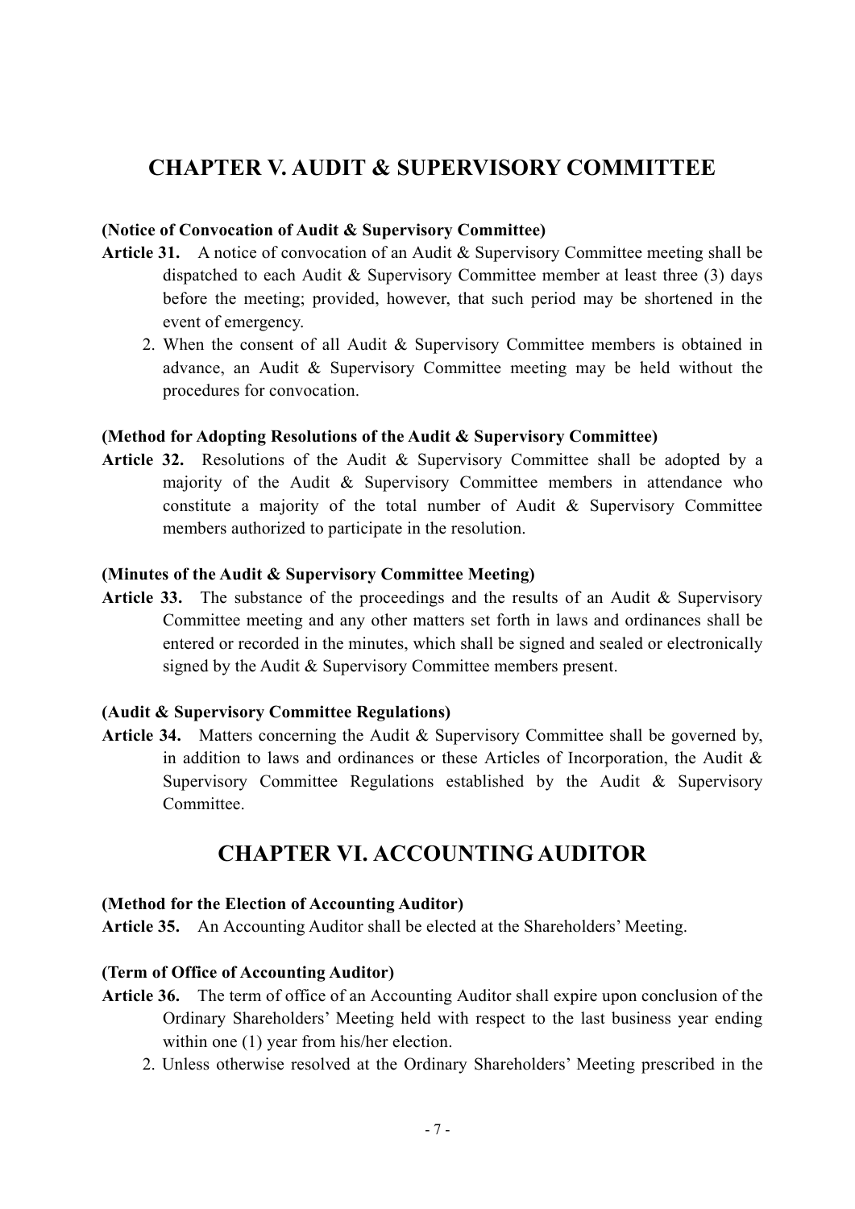## CHAPTER V. AUDIT & SUPERVISORY COMMITTEE

**(Notice of Convocation of Audit & Supervisory Committee)**

**Article 31.** A notice of convocation of an Audit & Supervisory Committee meeting shall be dispatched to each Audit & Supervisory Committee member at least three (3) days before the meeting; provided, however, that such period may be shortened in the event of emergency.

2. When the consent of all Audit & Supervisory Committee members is obtained in advance, an Audit & Supervisory Committee meeting may be held without the procedures for convocation.

**(Method for Adopting Resolutions of the Audit & Supervisory Committee)**

**Article 32.** Resolutions of the Audit & Supervisory Committee shall be adopted by a majority of the Audit & Supervisory Committee members in attendance who constitute a majority of the total number of Audit & Supervisory Committee members authorized to participate in the resolution.

**(Minutes of the Audit & Supervisory Committee Meeting)**

**Article 33.** The substance of the proceedings and the results of an Audit & Supervisory Committee meeting and any other matters set forth in laws and ordinances shall be entered or recorded in the minutes, which shall be signed and sealed or electronically signed by the Audit & Supervisory Committee members present.

**(Audit & Supervisory Committee Regulations)**

**Article 34.** Matters concerning the Audit & Supervisory Committee shall be governed by, in addition to laws and ordinances or these Articles of Incorporation, the Audit & Supervisory Committee Regulations established by the Audit & Supervisory Committee.

## CHAPTER VI. ACCOUNTING AUDITOR

**(Method for the Election of Accounting Auditor)**

**Article 35.** An Accounting Auditor shall be elected at the Shareholders' Meeting.

**(Term of Office of Accounting Auditor)**

**Article 36.** The term of office of an Accounting Auditor shall expire upon conclusion of the Ordinary Shareholders' Meeting held with respect to the last business year ending within one (1) year from his/her election.

2. Unless otherwise resolved at the Ordinary Shareholders' Meeting prescribed in the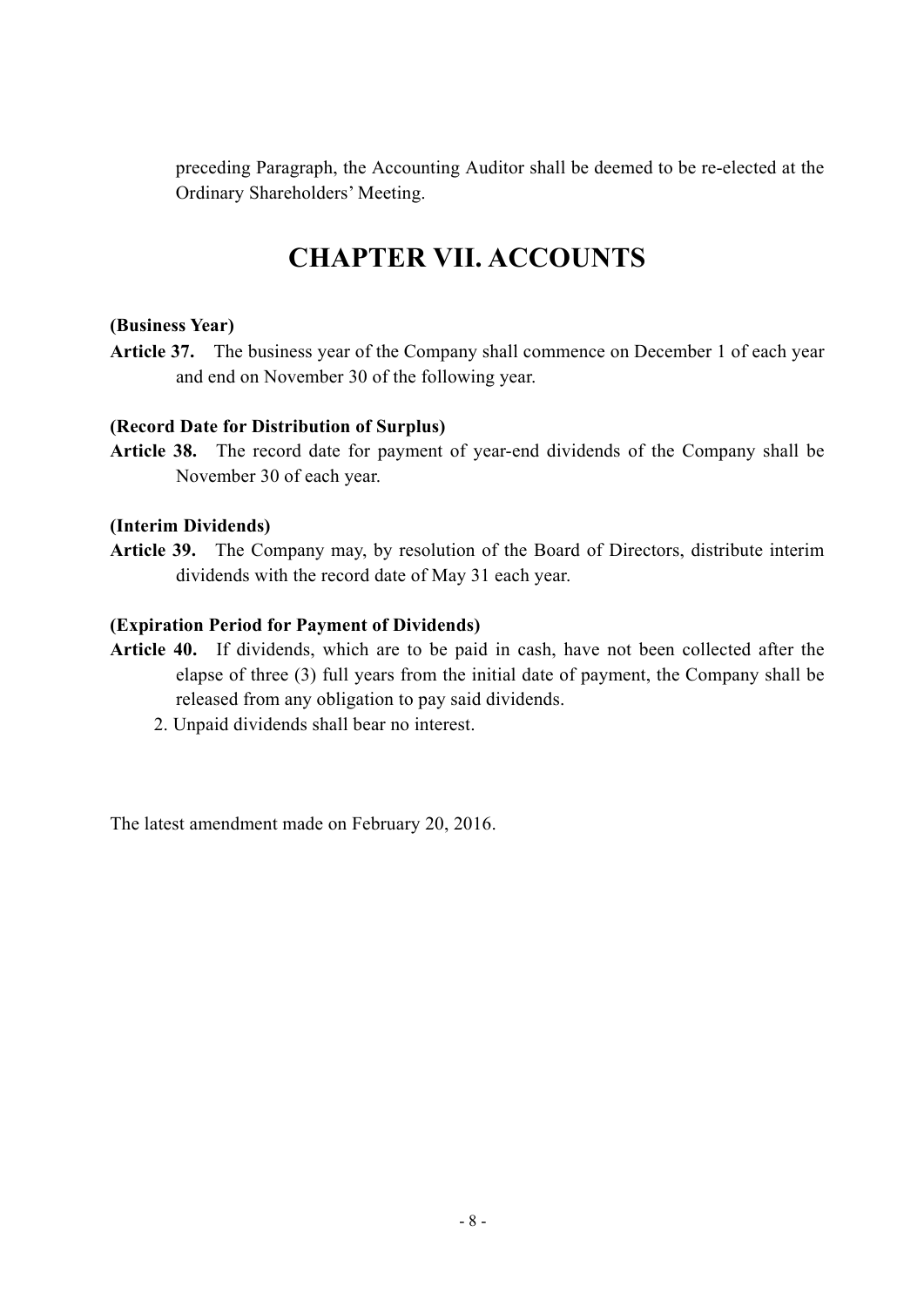preceding Paragraph, the Accounting Auditor shall be deemed to be re-elected at the Ordinary Shareholders' Meeting.

# CHAPTER VII. ACCOUNTS

**(Business Year)**

**Article 37.** The business year of the Company shall commence on December 1 of each year and end on November 30 of the following year.

**(Record Date for Distribution of Surplus)**

**Article 38.** The record date for payment of year-end dividends of the Company shall be November 30 of each year.

**(Interim Dividends)**

**Article 39.** The Company may, by resolution of the Board of Directors, distribute interim dividends with the record date of May 31 each year.

**(Expiration Period for Payment of Dividends)**

**Article 40.** If dividends, which are to be paid in cash, have not been collected after the elapse of three (3) full years from the initial date of payment, the Company shall be released from any obligation to pay said dividends.

2. Unpaid dividends shall bear no interest.

The latest amendment made on February 20, 2016.